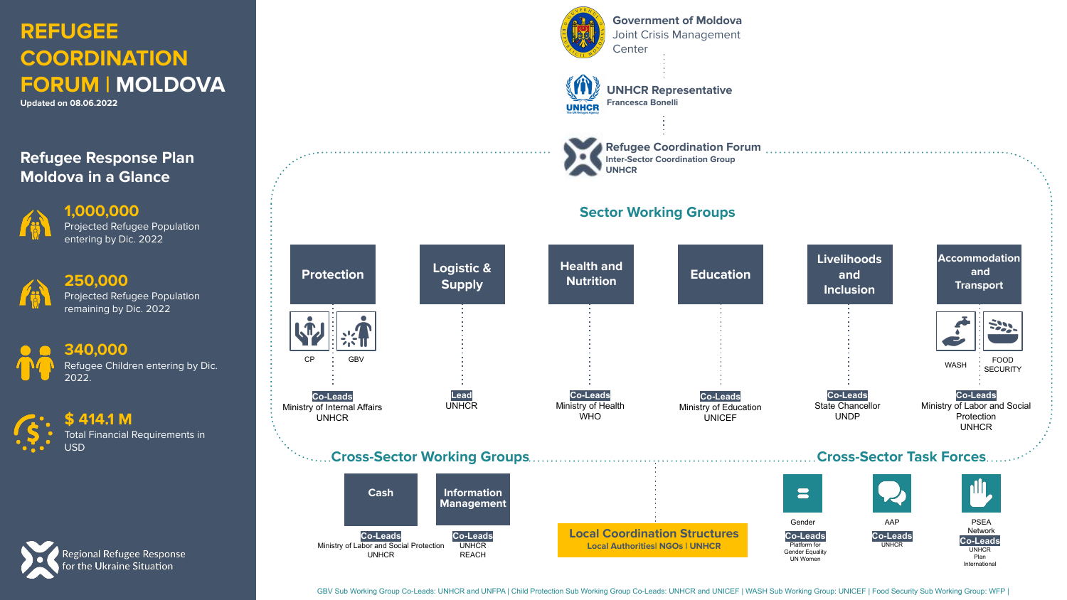# REFUGEE COORDINATION FORUM | MOLDOVA

**Updated on 08.06.2022**

## Refugee Response Plan Moldova in a Glance

**1,000,000**
Projected Refugee Population entering by Dic. 2022

**250,000**
Projected Refugee Population remaining by Dic. 2022

**340,000**
Refugee Children entering by Dic. 2022.

**$ 414.1 M**
Total Financial Requirements in USD

Regional Refugee Response for the Ukraine Situation

---

**Government of Moldova**
Joint Crisis Management Center

**UNHCR Representative**
**Francesca Bonelli**

**Refugee Coordination Forum**
**Inter-Sector Coordination Group**
**UNHCR**

## Sector Working Groups

**Protection** (CP, GBV)
**Co-Leads**
Ministry of Internal Affairs
UNHCR

**Logistic & Supply**
**Lead**
UNHCR

**Health and Nutrition**
**Co-Leads**
Ministry of Health
WHO

**Education**
**Co-Leads**
Ministry of Education
UNICEF

**Livelihoods and Inclusion**
**Co-Leads**
State Chancellor
UNDP

**Accommodation and Transport** (WASH, FOOD SECURITY)
**Co-Leads**
Ministry of Labor and Social Protection
UNHCR

## Cross-Sector Working Groups

**Cash**
**Co-Leads**
Ministry of Labor and Social Protection
UNHCR

**Information Management**
**Co-Leads**
UNHCR
REACH

**Local Coordination Structures**
**Local Authorities| NGOs | UNHCR**

## Cross-Sector Task Forces

**Gender**
**Co-Leads**
Platform for Gender Equality
UN Women

**AAP**
**Co-Leads**
UNHCR

**PSEA Network**
**Co-Leads**
UNHCR
Plan International

GBV Sub Working Group Co-Leads: UNHCR and UNFPA | Child Protection Sub Working Group Co-Leads: UNHCR and UNICEF | WASH Sub Working Group: UNICEF | Food Security Sub Working Group: WFP |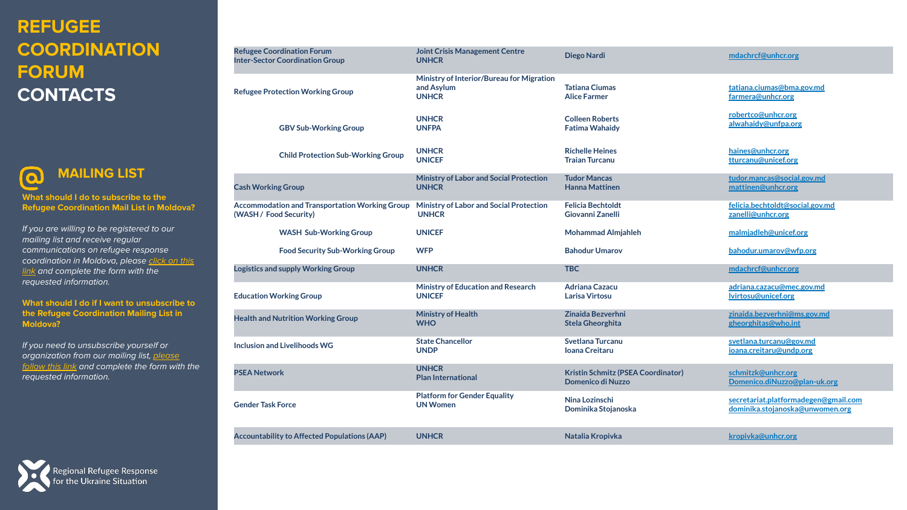# REFUGEE COORDINATION FORUM CONTACTS

## MAILING LIST

**What should I do to subscribe to the Refugee Coordination Mail List in Moldova?**

*If you are willing to be registered to our mailing list and receive regular communications on refugee response coordination in Moldova, please click on this link and complete the form with the requested information.*

**What should I do if I want to unsubscribe to the Refugee Coordination Mailing List in Moldova?**

*If you need to unsubscribe yourself or organization from our mailing list, please follow this link and complete the form with the requested information.*

Regional Refugee Response for the Ukraine Situation

| Group | Organization | Contact | Email |
|---|---|---|---|
| Refugee Coordination Forum<br>Inter-Sector Coordination Group | Joint Crisis Management Centre<br>UNHCR | Diego Nardi | mdachrcf@unhcr.org |
| Refugee Protection Working Group | Ministry of Interior/Bureau for Migration and Asylum<br>UNHCR | Tatiana Ciumas<br>Alice Farmer | tatiana.ciumas@bma.gov.md<br>farmera@unhcr.org |
| GBV Sub-Working Group | UNHCR<br>UNFPA | Colleen Roberts<br>Fatima Wahaidy | robertco@unhcr.org<br>alwahaidy@unfpa.org |
| Child Protection Sub-Working Group | UNHCR<br>UNICEF | Richelle Heines<br>Traian Turcanu | haines@unhcr.org<br>tturcanu@unicef.org |
| Cash Working Group | Ministry of Labor and Social Protection<br>UNHCR | Tudor Mancas<br>Hanna Mattinen | tudor.mancas@social.gov.md<br>mattinen@unhcr.org |
| Accommodation and Transportation Working Group (WASH / Food Security) | Ministry of Labor and Social Protection<br>UNHCR | Felicia Bechtoldt<br>Giovanni Zanelli | felicia.bechtoldt@social.gov.md<br>zanelli@unhcr.org |
| WASH Sub-Working Group | UNICEF | Mohammad Almjahleh | malmjadleh@unicef.org |
| Food Security Sub-Working Group | WFP | Bahodur Umarov | bahodur.umarov@wfp.org |
| Logistics and supply Working Group | UNHCR | TBC | mdachrcf@unhcr.org |
| Education Working Group | Ministry of Education and Research<br>UNICEF | Adriana Cazacu<br>Larisa Virtosu | adriana.cazacu@mec.gov.md<br>lvirtosu@unicef.org |
| Health and Nutrition Working Group | Ministry of Health<br>WHO | Zinaida Bezverhni<br>Stela Gheorghita | zinaida.bezverhni@ms.gov.md<br>gheorghitas@who.int |
| Inclusion and Livelihoods WG | State Chancellor<br>UNDP | Svetlana Turcanu<br>Ioana Creitaru | svetlana.turcanu@gov.md<br>ioana.creitaru@undp.org |
| PSEA Network | UNHCR<br>Plan International | Kristin Schmitz (PSEA Coordinator)<br>Domenico di Nuzzo | schmitzk@unhcr.org<br>Domenico.diNuzzo@plan-uk.org |
| Gender Task Force | Platform for Gender Equality<br>UN Women | Nina Lozinschi<br>Dominika Stojanoska | secretariat.platformadegen@gmail.com<br>dominika.stojanoska@unwomen.org |
| Accountability to Affected Populations (AAP) | UNHCR | Natalia Kropivka | kropivka@unhcr.org |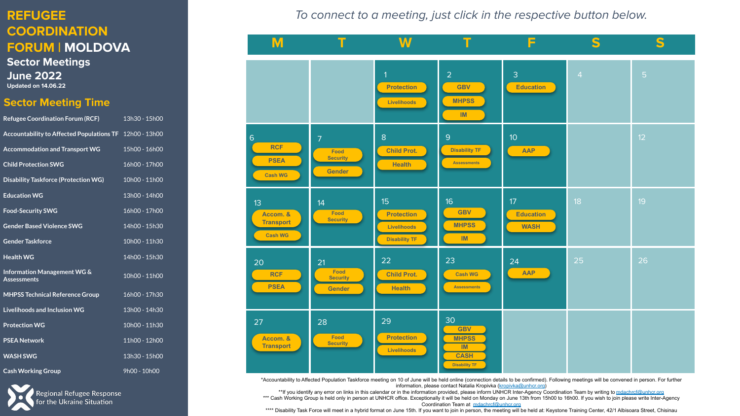# REFUGEE COORDINATION FORUM | MOLDOVA

## Sector Meetings
## June 2022

Updated on 14.06.22

## Sector Meeting Time

| Sector | Time |
|---|---|
| Refugee Coordination Forum (RCF) | 13h30 - 15h00 |
| Accountability to Affected Populations TF | 12h00 - 13h00 |
| Accommodation and Transport WG | 15h00 - 16h00 |
| Child Protection SWG | 16h00 - 17h00 |
| Disability Taskforce (Protection WG) | 10h00 - 11h00 |
| Education WG | 13h00 - 14h00 |
| Food-Security SWG | 16h00 - 17h00 |
| Gender Based Violence SWG | 14h00 - 15h30 |
| Gender Taskforce | 10h00 - 11h30 |
| Health WG | 14h00 - 15h30 |
| Information Management WG & Assessments | 10h00 - 11h00 |
| MHPSS Technical Reference Group | 16h00 - 17h30 |
| Livelihoods and Inclusion WG | 13h00 - 14h30 |
| Protection WG | 10h00 - 11h30 |
| PSEA Network | 11h00 - 12h00 |
| WASH SWG | 13h30 - 15h00 |
| Cash Working Group | 9h00 - 10h00 |

Regional Refugee Response for the Ukraine Situation

*To connect to a meeting, just click in the respective button below.*

| M | T | W | T | F | S | S |
|---|---|---|---|---|---|---|
| | | 1 Protection, Livelihoods | 2 GBV, MHPSS, IM | 3 Education | 4 | 5 |
| 6 RCF, PSEA, Cash WG | 7 Food Security, Gender | 8 Child Prot., Health | 9 Disability TF, Assessments | 10 AAP | | 12 |
| 13 Accom. & Transport, Cash WG | 14 Food Security | 15 Protection, Livelihoods, Disability TF | 16 GBV, MHPSS, IM | 17 Education, WASH | 18 | 19 |
| 20 RCF, PSEA | 21 Food Security, Gender | 22 Child Prot., Health | 23 Cash WG, Assessments | 24 AAP | 25 | 26 |
| 27 Accom. & Transport | 28 Food Security | 29 Protection, Livelihoods | 30 GBV, MHPSS, IM, CASH, Disability TF | | | |

*Accountability to Affected Population Taskforce meeting on 10 of June will be held online (connection details to be confirmed). Following meetings will be convened in person. For further information, please contact Natalia Kropivka (kropivka@unhcr.org)

**If you identify any error on links in this calendar or in the information provided, please inform UNHCR Inter-Agency Coordination Team by writing to mdachrcf@unhcr.org

*** Cash Working Group is held only in person at UNHCR office. Exceptionally it will be held on Monday on June 13th from 15h00 to 16h00. If you wish to join please write Inter-Agency Coordination Team at mdachrcf@unhcr.org

**** Disability Task Force will meet in a hybrid format on June 15th. If you want to join in person, the meeting will be held at: Keystone Training Center, 42/1 Albisoara Street, Chisinau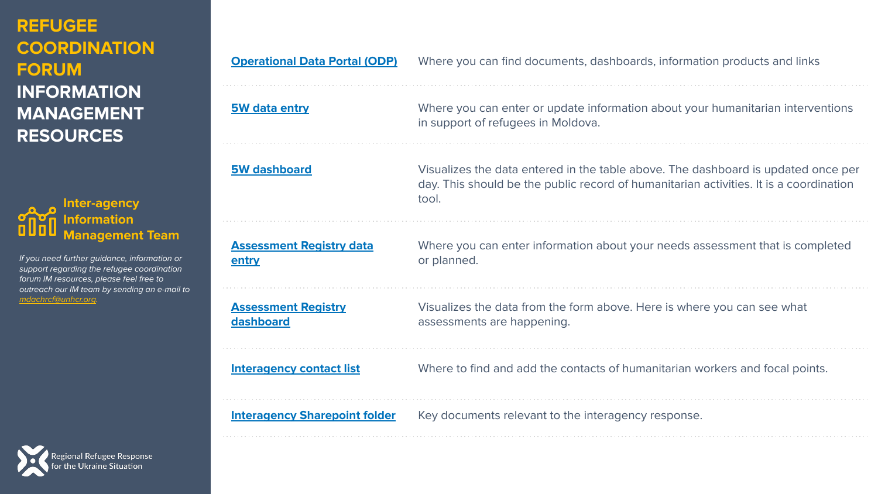# REFUGEE COORDINATION FORUM INFORMATION MANAGEMENT RESOURCES

## Inter-agency Information Management Team

*If you need further guidance, information or support regarding the refugee coordination forum IM resources, please feel free to outreach our IM team by sending an e-mail to mdachrcf@unhcr.org.*

| | |
|---|---|
| **Operational Data Portal (ODP)** | Where you can find documents, dashboards, information products and links |
| **5W data entry** | Where you can enter or update information about your humanitarian interventions in support of refugees in Moldova. |
| **5W dashboard** | Visualizes the data entered in the table above. The dashboard is updated once per day. This should be the public record of humanitarian activities. It is a coordination tool. |
| **Assessment Registry data entry** | Where you can enter information about your needs assessment that is completed or planned. |
| **Assessment Registry dashboard** | Visualizes the data from the form above. Here is where you can see what assessments are happening. |
| **Interagency contact list** | Where to find and add the contacts of humanitarian workers and focal points. |
| **Interagency Sharepoint folder** | Key documents relevant to the interagency response. |

Regional Refugee Response for the Ukraine Situation